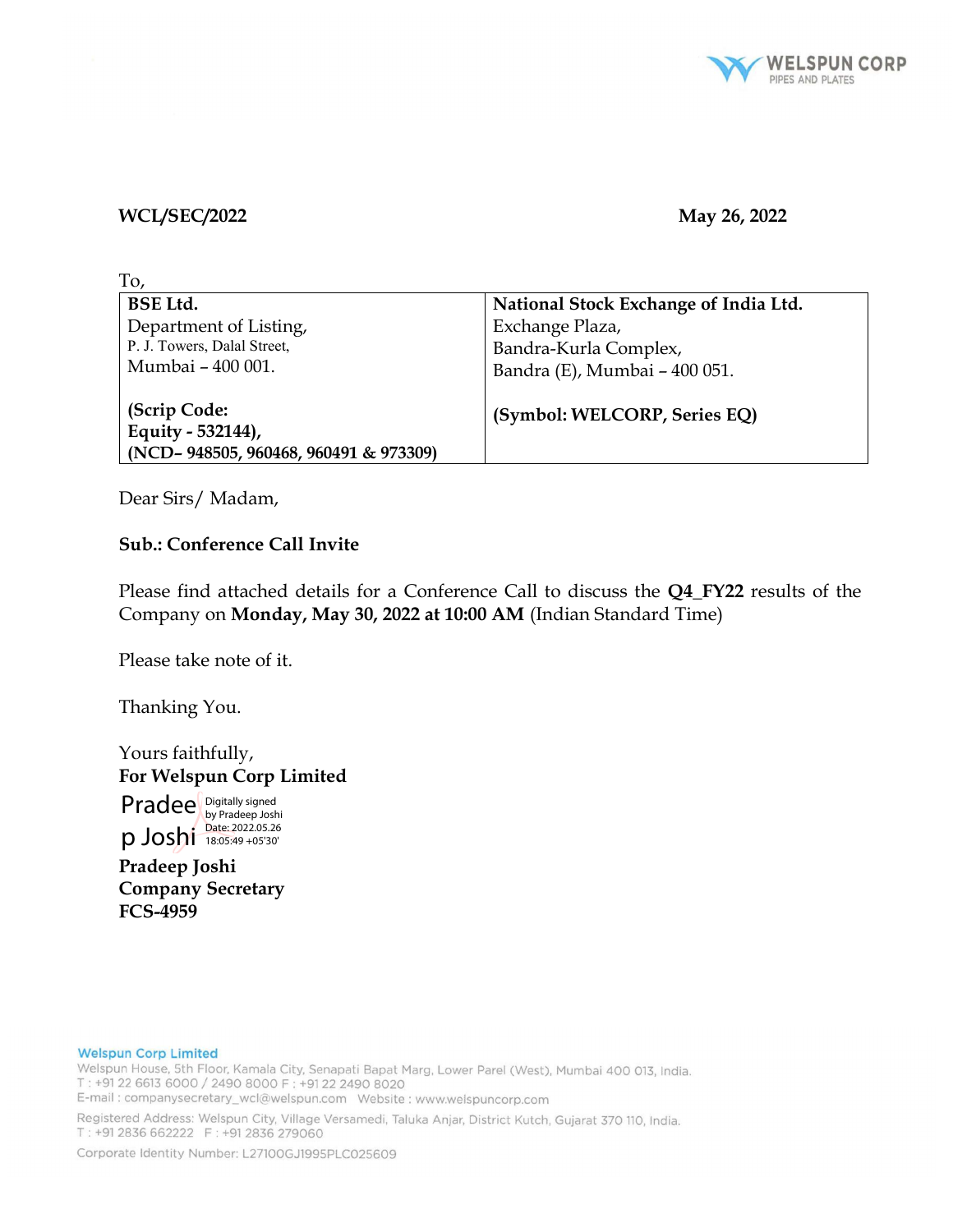WCL/SEC/2022 May 26, 2022

To,

| **BSE Ltd.** <br> Department of Listing, <br> P. J. Towers, Dalal Street, <br> Mumbai – 400 001. <br><br> **(Scrip Code:** <br> **Equity - 532144),** <br> **(NCD– 948505, 960468, 960491 & 973309)** | **National Stock Exchange of India Ltd.** <br> Exchange Plaza, <br> Bandra-Kurla Complex, <br> Bandra (E), Mumbai – 400 051. <br><br> **(Symbol: WELCORP, Series EQ)** |
|---|---|

Dear Sirs/ Madam,

**Sub.: Conference Call Invite**

Please find attached details for a Conference Call to discuss the **Q4_FY22** results of the Company on **Monday, May 30, 2022 at 10:00 AM** (Indian Standard Time)

Please take note of it.

Thanking You.

Yours faithfully,
**For Welspun Corp Limited**

Pradeep Joshi
Digitally signed by Pradeep Joshi
Date: 2022.05.26 18:05:49 +05'30'

**Pradeep Joshi**
**Company Secretary**
**FCS-4959**

**Welspun Corp Limited**
Welspun House, 5th Floor, Kamala City, Senapati Bapat Marg, Lower Parel (West), Mumbai 400 013, India.
T : +91 22 6613 6000 / 2490 8000 F : +91 22 2490 8020
E-mail : companysecretary_wcl@welspun.com Website : www.welspuncorp.com
Registered Address: Welspun City, Village Versamedi, Taluka Anjar, District Kutch, Gujarat 370 110, India.
T : +91 2836 662222 F : +91 2836 279060
Corporate Identity Number: L27100GJ1995PLC025609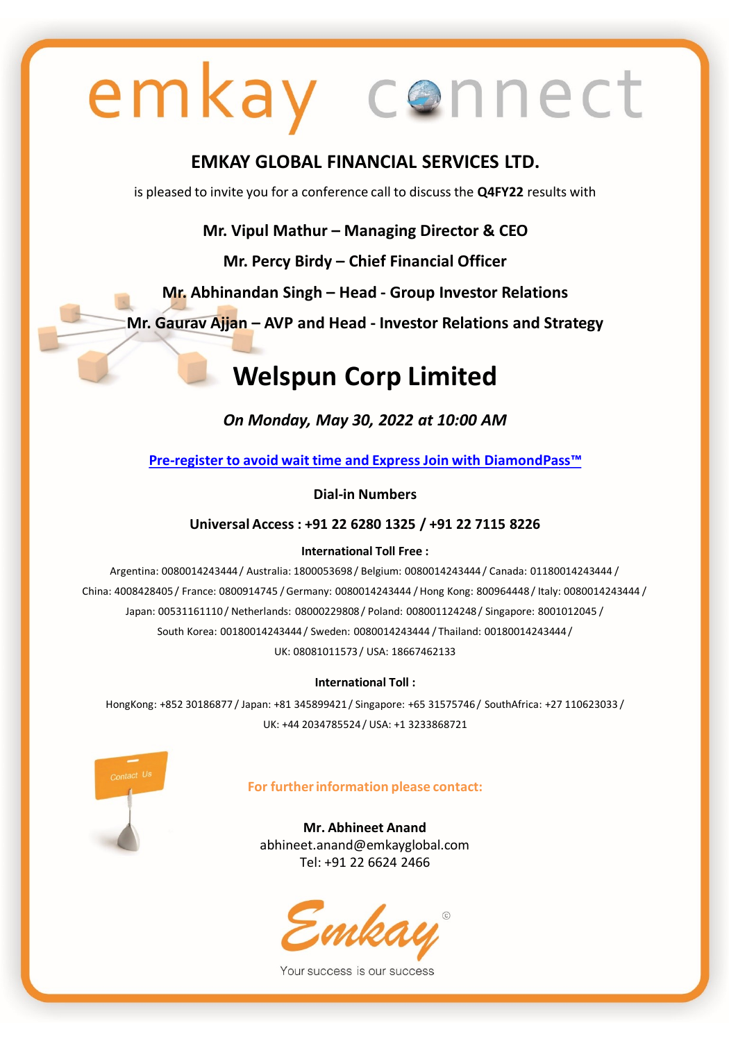# emkay connect

## EMKAY GLOBAL FINANCIAL SERVICES LTD.

is pleased to invite you for a conference call to discuss the **Q4FY22** results with

**Mr. Vipul Mathur – Managing Director & CEO**

**Mr. Percy Birdy – Chief Financial Officer**

**Mr. Abhinandan Singh – Head - Group Investor Relations**

**Mr. Gaurav Ajjan – AVP and Head - Investor Relations and Strategy**

# Welspun Corp Limited

***On Monday, May 30, 2022 at 10:00 AM***

Pre-register to avoid wait time and Express Join with DiamondPass™

**Dial-in Numbers**

**Universal Access : +91 22 6280 1325 / +91 22 7115 8226**

**International Toll Free :**

Argentina: 0080014243444 / Australia: 1800053698 / Belgium: 0080014243444 / Canada: 01180014243444 / China: 4008428405 / France: 0800914745 / Germany: 0080014243444 / Hong Kong: 800964448 / Italy: 0080014243444 / Japan: 00531161110 / Netherlands: 08000229808 / Poland: 008001124248 / Singapore: 8001012045 / South Korea: 00180014243444 / Sweden: 0080014243444 / Thailand: 00180014243444 / UK: 08081011573 / USA: 18667462133

**International Toll :**

HongKong: +852 30186877 / Japan: +81 345899421 / Singapore: +65 31575746 / SouthAfrica: +27 110623033 / UK: +44 2034785524 / USA: +1 3233868721

Contact Us

For further information please contact:

**Mr. Abhineet Anand**
abhineet.anand@emkayglobal.com
Tel: +91 22 6624 2466

Emkay©

Your success is our success